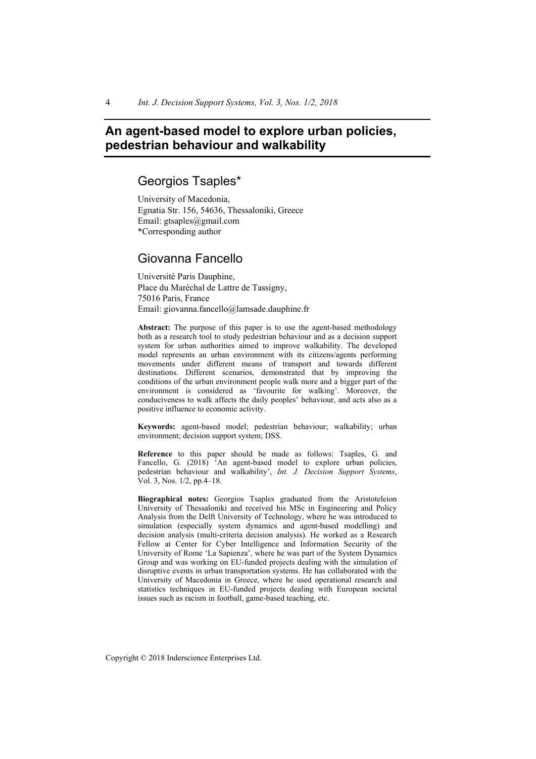# An agent-based model to explore urban policies, pedestrian behaviour and walkability

## Georgios Tsaples*

University of Macedonia,
Egnatia Str. 156, 54636, Thessaloniki, Greece
Email: gtsaples@gmail.com
*Corresponding author

## Giovanna Fancello

Université Paris Dauphine,
Place du Maréchal de Lattre de Tassigny,
75016 Paris, France
Email: giovanna.fancello@lamsade.dauphine.fr

**Abstract:** The purpose of this paper is to use the agent-based methodology both as a research tool to study pedestrian behaviour and as a decision support system for urban authorities aimed to improve walkability. The developed model represents an urban environment with its citizens/agents performing movements under different means of transport and towards different destinations. Different scenarios, demonstrated that by improving the conditions of the urban environment people walk more and a bigger part of the environment is considered as 'favourite for walking'. Moreover, the conduciveness to walk affects the daily peoples' behaviour, and acts also as a positive influence to economic activity.

**Keywords:** agent-based model; pedestrian behaviour; walkability; urban environment; decision support system; DSS.

**Reference** to this paper should be made as follows: Tsaples, G. and Fancello, G. (2018) 'An agent-based model to explore urban policies, pedestrian behaviour and walkability', *Int. J. Decision Support Systems*, Vol. 3, Nos. 1/2, pp.4–18.

**Biographical notes:** Georgios Tsaples graduated from the Aristoteleion University of Thessaloniki and received his MSc in Engineering and Policy Analysis from the Delft University of Technology, where he was introduced to simulation (especially system dynamics and agent-based modelling) and decision analysis (multi-criteria decision analysis). He worked as a Research Fellow at Center for Cyber Intelligence and Information Security of the University of Rome 'La Sapienza', where he was part of the System Dynamics Group and was working on EU-funded projects dealing with the simulation of disruptive events in urban transportation systems. He has collaborated with the University of Macedonia in Greece, where he used operational research and statistics techniques in EU-funded projects dealing with European societal issues such as racism in football, game-based teaching, etc.

Copyright © 2018 Inderscience Enterprises Ltd.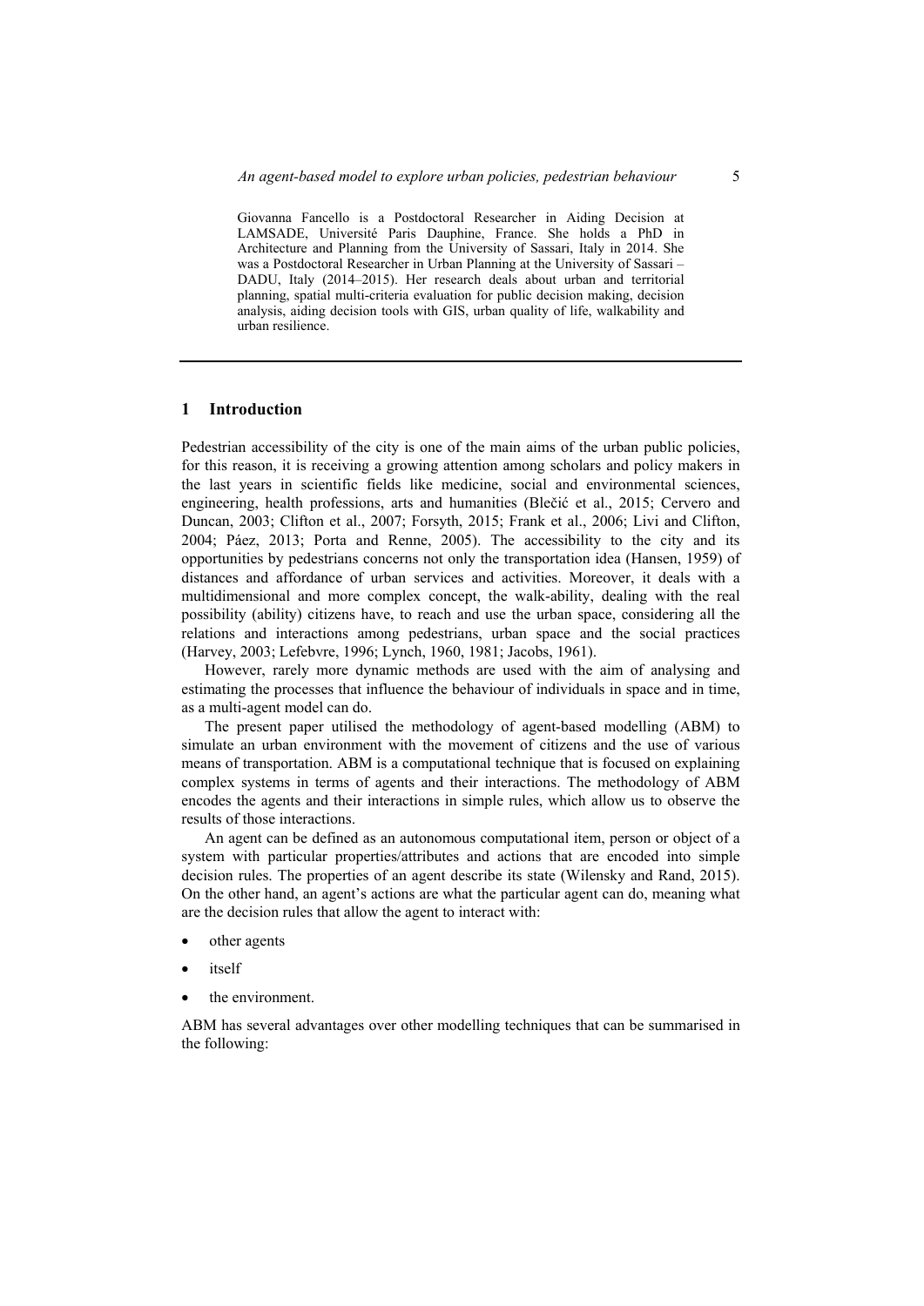Giovanna Fancello is a Postdoctoral Researcher in Aiding Decision at LAMSADE, Université Paris Dauphine, France. She holds a PhD in Architecture and Planning from the University of Sassari, Italy in 2014. She was a Postdoctoral Researcher in Urban Planning at the University of Sassari – DADU, Italy (2014–2015). Her research deals about urban and territorial planning, spatial multi-criteria evaluation for public decision making, decision analysis, aiding decision tools with GIS, urban quality of life, walkability and urban resilience.

## 1 Introduction

Pedestrian accessibility of the city is one of the main aims of the urban public policies, for this reason, it is receiving a growing attention among scholars and policy makers in the last years in scientific fields like medicine, social and environmental sciences, engineering, health professions, arts and humanities (Blečić et al., 2015; Cervero and Duncan, 2003; Clifton et al., 2007; Forsyth, 2015; Frank et al., 2006; Livi and Clifton, 2004; Páez, 2013; Porta and Renne, 2005). The accessibility to the city and its opportunities by pedestrians concerns not only the transportation idea (Hansen, 1959) of distances and affordance of urban services and activities. Moreover, it deals with a multidimensional and more complex concept, the walk-ability, dealing with the real possibility (ability) citizens have, to reach and use the urban space, considering all the relations and interactions among pedestrians, urban space and the social practices (Harvey, 2003; Lefebvre, 1996; Lynch, 1960, 1981; Jacobs, 1961).

However, rarely more dynamic methods are used with the aim of analysing and estimating the processes that influence the behaviour of individuals in space and in time, as a multi-agent model can do.

The present paper utilised the methodology of agent-based modelling (ABM) to simulate an urban environment with the movement of citizens and the use of various means of transportation. ABM is a computational technique that is focused on explaining complex systems in terms of agents and their interactions. The methodology of ABM encodes the agents and their interactions in simple rules, which allow us to observe the results of those interactions.

An agent can be defined as an autonomous computational item, person or object of a system with particular properties/attributes and actions that are encoded into simple decision rules. The properties of an agent describe its state (Wilensky and Rand, 2015). On the other hand, an agent's actions are what the particular agent can do, meaning what are the decision rules that allow the agent to interact with:

- other agents
- itself
- the environment.

ABM has several advantages over other modelling techniques that can be summarised in the following: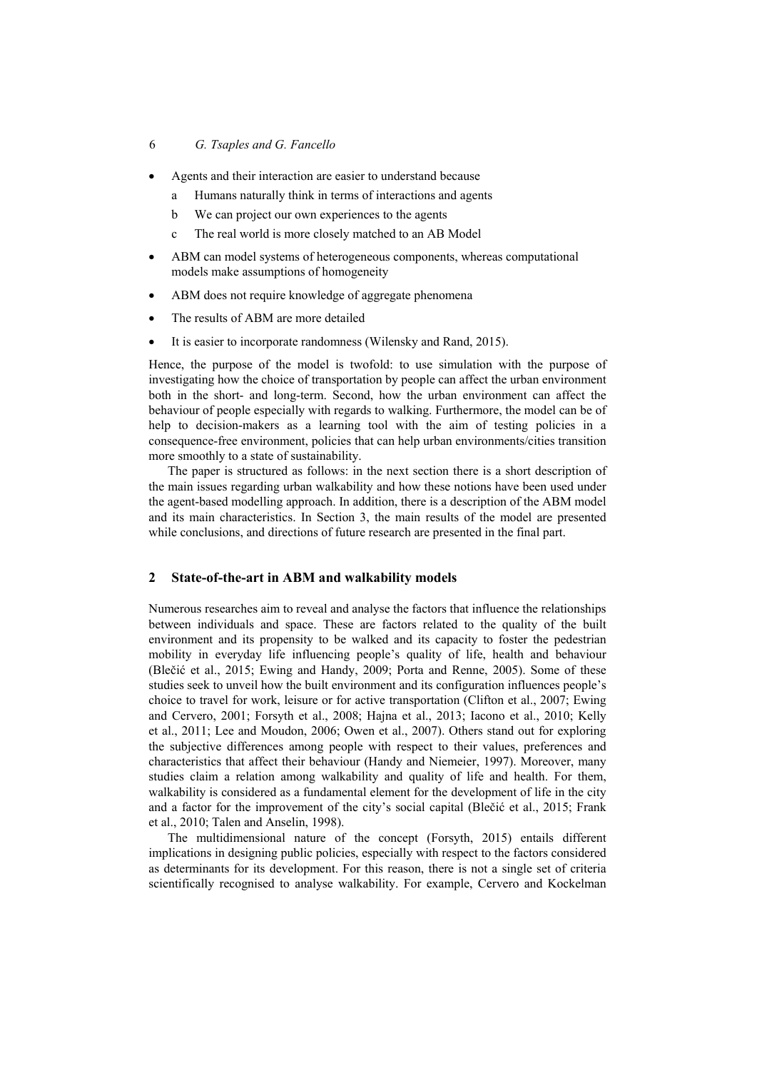- Agents and their interaction are easier to understand because
  a Humans naturally think in terms of interactions and agents
  b We can project our own experiences to the agents
  c The real world is more closely matched to an AB Model
- ABM can model systems of heterogeneous components, whereas computational models make assumptions of homogeneity
- ABM does not require knowledge of aggregate phenomena
- The results of ABM are more detailed
- It is easier to incorporate randomness (Wilensky and Rand, 2015).

Hence, the purpose of the model is twofold: to use simulation with the purpose of investigating how the choice of transportation by people can affect the urban environment both in the short- and long-term. Second, how the urban environment can affect the behaviour of people especially with regards to walking. Furthermore, the model can be of help to decision-makers as a learning tool with the aim of testing policies in a consequence-free environment, policies that can help urban environments/cities transition more smoothly to a state of sustainability.

The paper is structured as follows: in the next section there is a short description of the main issues regarding urban walkability and how these notions have been used under the agent-based modelling approach. In addition, there is a description of the ABM model and its main characteristics. In Section 3, the main results of the model are presented while conclusions, and directions of future research are presented in the final part.

## 2 State-of-the-art in ABM and walkability models

Numerous researches aim to reveal and analyse the factors that influence the relationships between individuals and space. These are factors related to the quality of the built environment and its propensity to be walked and its capacity to foster the pedestrian mobility in everyday life influencing people's quality of life, health and behaviour (Blečić et al., 2015; Ewing and Handy, 2009; Porta and Renne, 2005). Some of these studies seek to unveil how the built environment and its configuration influences people's choice to travel for work, leisure or for active transportation (Clifton et al., 2007; Ewing and Cervero, 2001; Forsyth et al., 2008; Hajna et al., 2013; Iacono et al., 2010; Kelly et al., 2011; Lee and Moudon, 2006; Owen et al., 2007). Others stand out for exploring the subjective differences among people with respect to their values, preferences and characteristics that affect their behaviour (Handy and Niemeier, 1997). Moreover, many studies claim a relation among walkability and quality of life and health. For them, walkability is considered as a fundamental element for the development of life in the city and a factor for the improvement of the city's social capital (Blečić et al., 2015; Frank et al., 2010; Talen and Anselin, 1998).

The multidimensional nature of the concept (Forsyth, 2015) entails different implications in designing public policies, especially with respect to the factors considered as determinants for its development. For this reason, there is not a single set of criteria scientifically recognised to analyse walkability. For example, Cervero and Kockelman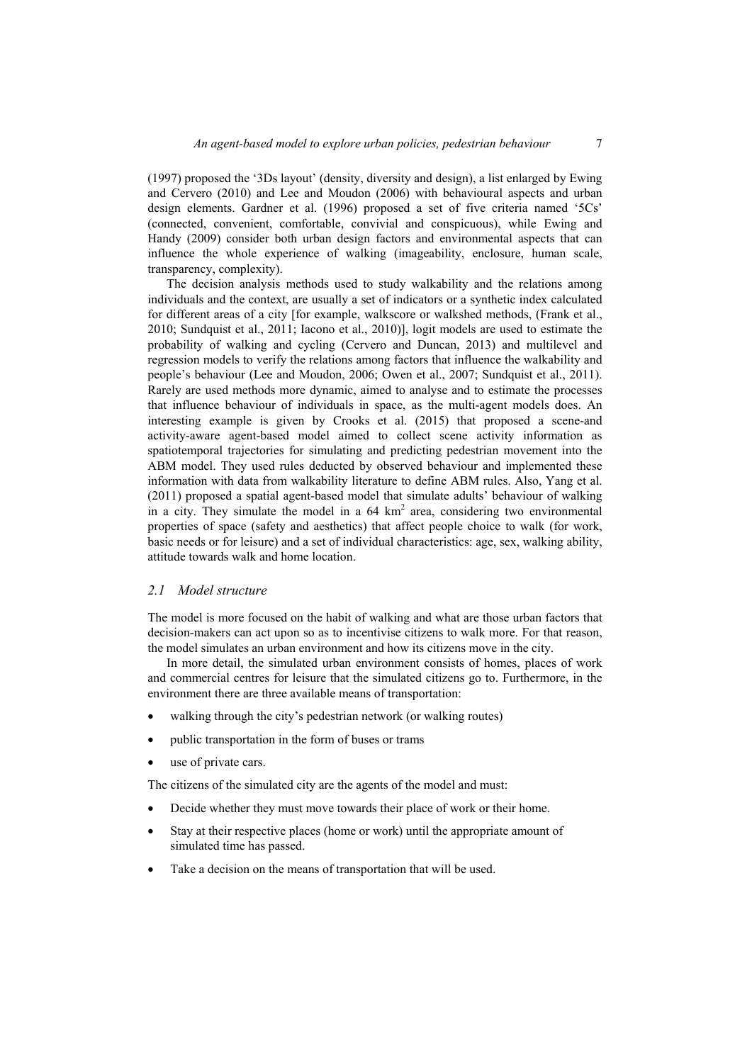(1997) proposed the '3Ds layout' (density, diversity and design), a list enlarged by Ewing and Cervero (2010) and Lee and Moudon (2006) with behavioural aspects and urban design elements. Gardner et al. (1996) proposed a set of five criteria named '5Cs' (connected, convenient, comfortable, convivial and conspicuous), while Ewing and Handy (2009) consider both urban design factors and environmental aspects that can influence the whole experience of walking (imageability, enclosure, human scale, transparency, complexity).

The decision analysis methods used to study walkability and the relations among individuals and the context, are usually a set of indicators or a synthetic index calculated for different areas of a city [for example, walkscore or walkshed methods, (Frank et al., 2010; Sundquist et al., 2011; Iacono et al., 2010)], logit models are used to estimate the probability of walking and cycling (Cervero and Duncan, 2013) and multilevel and regression models to verify the relations among factors that influence the walkability and people's behaviour (Lee and Moudon, 2006; Owen et al., 2007; Sundquist et al., 2011). Rarely are used methods more dynamic, aimed to analyse and to estimate the processes that influence behaviour of individuals in space, as the multi-agent models does. An interesting example is given by Crooks et al. (2015) that proposed a scene-and activity-aware agent-based model aimed to collect scene activity information as spatiotemporal trajectories for simulating and predicting pedestrian movement into the ABM model. They used rules deducted by observed behaviour and implemented these information with data from walkability literature to define ABM rules. Also, Yang et al. (2011) proposed a spatial agent-based model that simulate adults' behaviour of walking in a city. They simulate the model in a 64 km$^2$ area, considering two environmental properties of space (safety and aesthetics) that affect people choice to walk (for work, basic needs or for leisure) and a set of individual characteristics: age, sex, walking ability, attitude towards walk and home location.

### *2.1 Model structure*

The model is more focused on the habit of walking and what are those urban factors that decision-makers can act upon so as to incentivise citizens to walk more. For that reason, the model simulates an urban environment and how its citizens move in the city.

In more detail, the simulated urban environment consists of homes, places of work and commercial centres for leisure that the simulated citizens go to. Furthermore, in the environment there are three available means of transportation:

- walking through the city's pedestrian network (or walking routes)
- public transportation in the form of buses or trams
- use of private cars.

The citizens of the simulated city are the agents of the model and must:

- Decide whether they must move towards their place of work or their home.
- Stay at their respective places (home or work) until the appropriate amount of simulated time has passed.
- Take a decision on the means of transportation that will be used.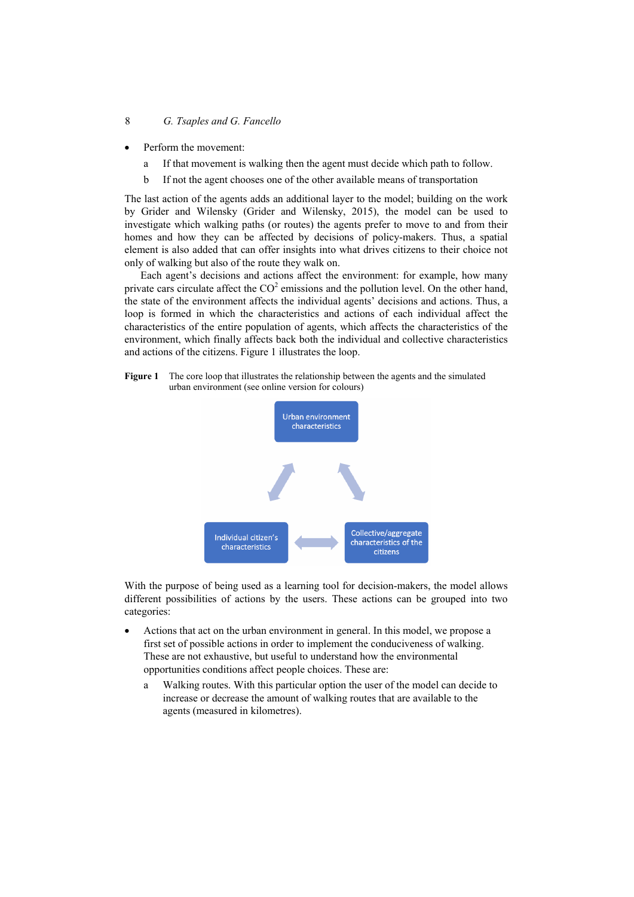- Perform the movement:
  a. If that movement is walking then the agent must decide which path to follow.
  b. If not the agent chooses one of the other available means of transportation

The last action of the agents adds an additional layer to the model; building on the work by Grider and Wilensky (Grider and Wilensky, 2015), the model can be used to investigate which walking paths (or routes) the agents prefer to move to and from their homes and how they can be affected by decisions of policy-makers. Thus, a spatial element is also added that can offer insights into what drives citizens to their choice not only of walking but also of the route they walk on.

Each agent's decisions and actions affect the environment: for example, how many private cars circulate affect the $CO^2$ emissions and the pollution level. On the other hand, the state of the environment affects the individual agents' decisions and actions. Thus, a loop is formed in which the characteristics and actions of each individual affect the characteristics of the entire population of agents, which affects the characteristics of the environment, which finally affects back both the individual and collective characteristics and actions of the citizens. Figure 1 illustrates the loop.

**Figure 1** The core loop that illustrates the relationship between the agents and the simulated urban environment (see online version for colours)

Urban environment characteristics

Individual citizen's characteristics

Collective/aggregate characteristics of the citizens

With the purpose of being used as a learning tool for decision-makers, the model allows different possibilities of actions by the users. These actions can be grouped into two categories:

- Actions that act on the urban environment in general. In this model, we propose a first set of possible actions in order to implement the conduciveness of walking. These are not exhaustive, but useful to understand how the environmental opportunities conditions affect people choices. These are:
  a. Walking routes. With this particular option the user of the model can decide to increase or decrease the amount of walking routes that are available to the agents (measured in kilometres).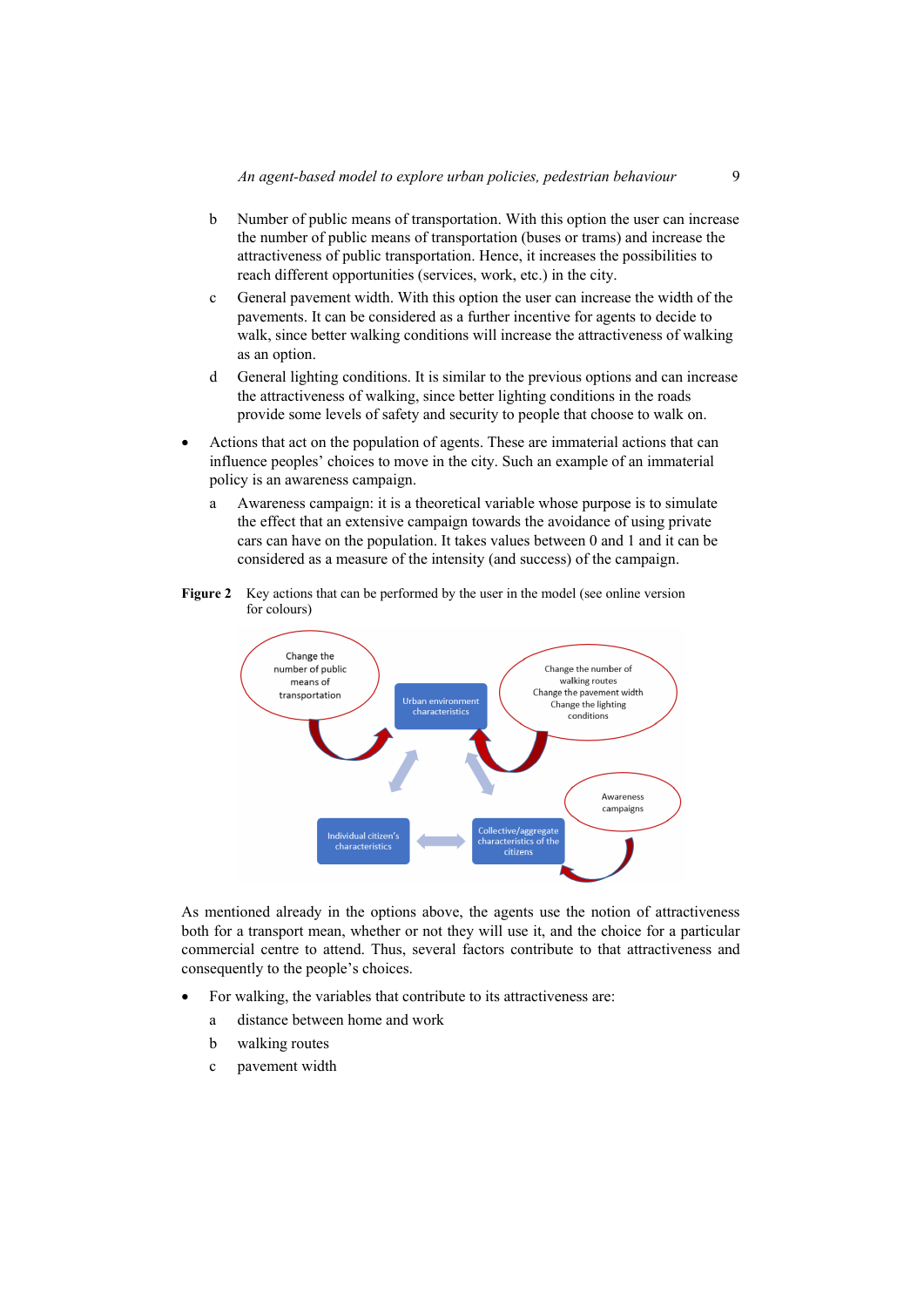b Number of public means of transportation. With this option the user can increase the number of public means of transportation (buses or trams) and increase the attractiveness of public transportation. Hence, it increases the possibilities to reach different opportunities (services, work, etc.) in the city.

c General pavement width. With this option the user can increase the width of the pavements. It can be considered as a further incentive for agents to decide to walk, since better walking conditions will increase the attractiveness of walking as an option.

d General lighting conditions. It is similar to the previous options and can increase the attractiveness of walking, since better lighting conditions in the roads provide some levels of safety and security to people that choose to walk on.

- Actions that act on the population of agents. These are immaterial actions that can influence peoples' choices to move in the city. Such an example of an immaterial policy is an awareness campaign.

  a Awareness campaign: it is a theoretical variable whose purpose is to simulate the effect that an extensive campaign towards the avoidance of using private cars can have on the population. It takes values between 0 and 1 and it can be considered as a measure of the intensity (and success) of the campaign.

**Figure 2** Key actions that can be performed by the user in the model (see online version for colours)

Change the number of public means of transportation

Urban environment characteristics

Change the number of walking routes
Change the pavement width
Change the lighting conditions

Awareness campaigns

Individual citizen's characteristics

Collective/aggregate characteristics of the citizens

As mentioned already in the options above, the agents use the notion of attractiveness both for a transport mean, whether or not they will use it, and the choice for a particular commercial centre to attend. Thus, several factors contribute to that attractiveness and consequently to the people's choices.

- For walking, the variables that contribute to its attractiveness are:

  a distance between home and work

  b walking routes

  c pavement width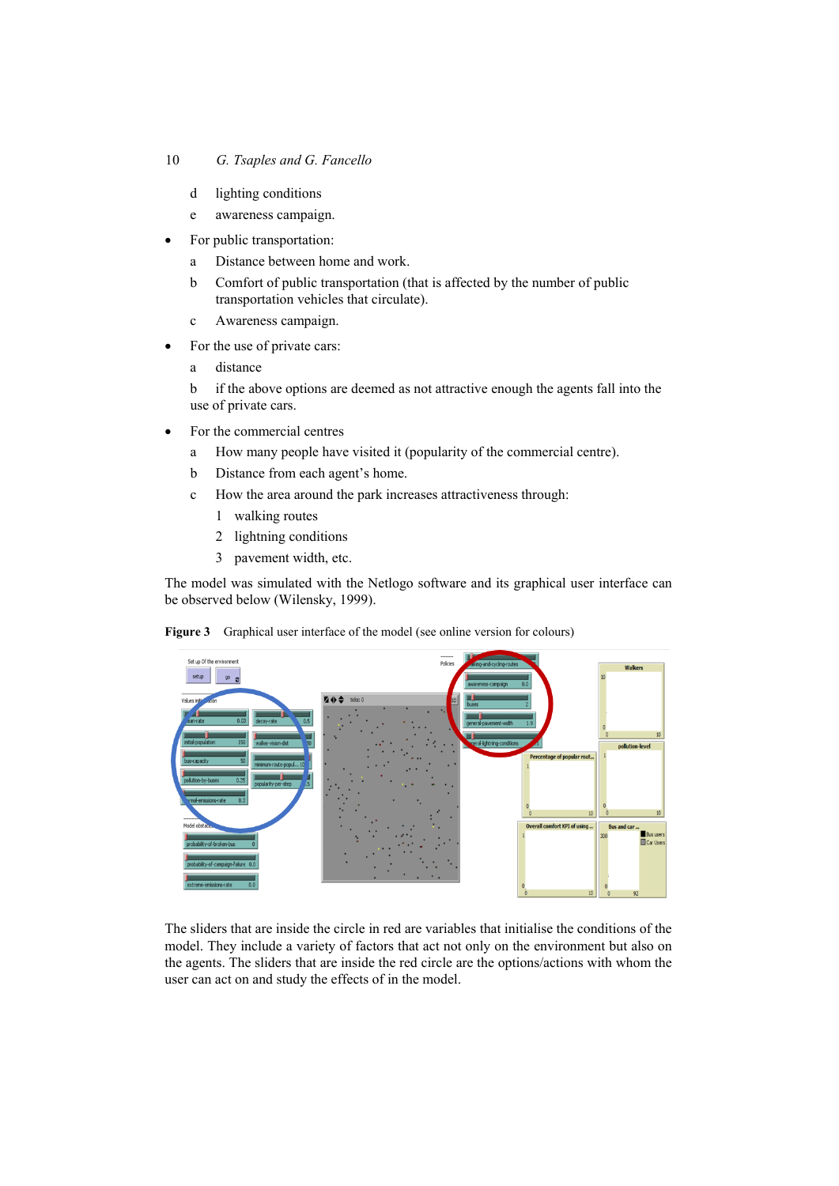d lighting conditions

e awareness campaign.

- For public transportation:

  a Distance between home and work.

  b Comfort of public transportation (that is affected by the number of public transportation vehicles that circulate).

  c Awareness campaign.

- For the use of private cars:

  a distance

  b if the above options are deemed as not attractive enough the agents fall into the use of private cars.

- For the commercial centres

  a How many people have visited it (popularity of the commercial centre).

  b Distance from each agent's home.

  c How the area around the park increases attractiveness through:

    1 walking routes

    2 lightning conditions

    3 pavement width, etc.

The model was simulated with the Netlogo software and its graphical user interface can be observed below (Wilensky, 1999).

**Figure 3** Graphical user interface of the model (see online version for colours)

The sliders that are inside the circle in red are variables that initialise the conditions of the model. They include a variety of factors that act not only on the environment but also on the agents. The sliders that are inside the red circle are the options/actions with whom the user can act on and study the effects of in the model.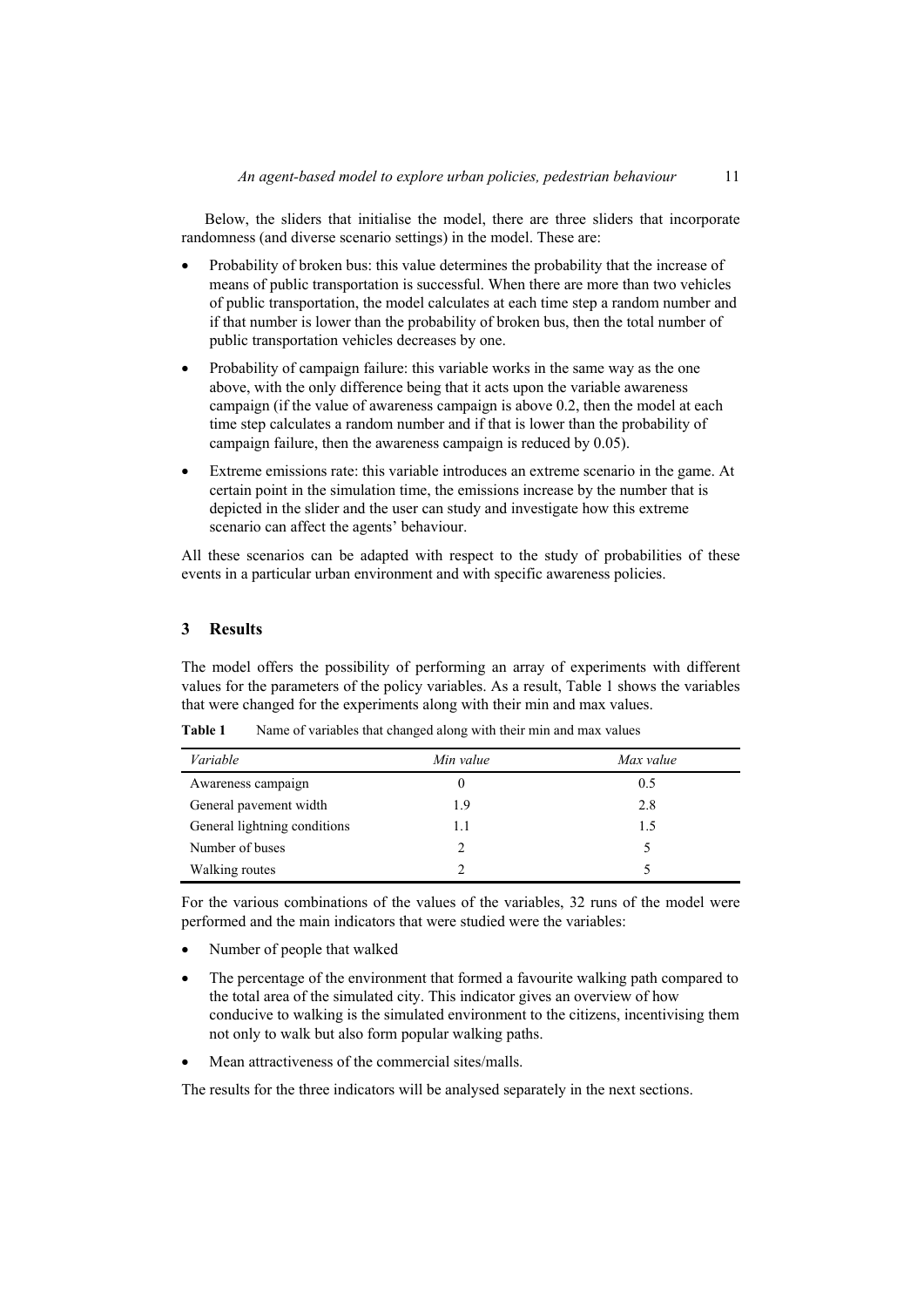Below, the sliders that initialise the model, there are three sliders that incorporate randomness (and diverse scenario settings) in the model. These are:

- Probability of broken bus: this value determines the probability that the increase of means of public transportation is successful. When there are more than two vehicles of public transportation, the model calculates at each time step a random number and if that number is lower than the probability of broken bus, then the total number of public transportation vehicles decreases by one.
- Probability of campaign failure: this variable works in the same way as the one above, with the only difference being that it acts upon the variable awareness campaign (if the value of awareness campaign is above 0.2, then the model at each time step calculates a random number and if that is lower than the probability of campaign failure, then the awareness campaign is reduced by 0.05).
- Extreme emissions rate: this variable introduces an extreme scenario in the game. At certain point in the simulation time, the emissions increase by the number that is depicted in the slider and the user can study and investigate how this extreme scenario can affect the agents' behaviour.

All these scenarios can be adapted with respect to the study of probabilities of these events in a particular urban environment and with specific awareness policies.

## 3 Results

The model offers the possibility of performing an array of experiments with different values for the parameters of the policy variables. As a result, Table 1 shows the variables that were changed for the experiments along with their min and max values.

**Table 1** Name of variables that changed along with their min and max values

| *Variable* | *Min value* | *Max value* |
|---|---|---|
| Awareness campaign | 0 | 0.5 |
| General pavement width | 1.9 | 2.8 |
| General lightning conditions | 1.1 | 1.5 |
| Number of buses | 2 | 5 |
| Walking routes | 2 | 5 |

For the various combinations of the values of the variables, 32 runs of the model were performed and the main indicators that were studied were the variables:

- Number of people that walked
- The percentage of the environment that formed a favourite walking path compared to the total area of the simulated city. This indicator gives an overview of how conducive to walking is the simulated environment to the citizens, incentivising them not only to walk but also form popular walking paths.
- Mean attractiveness of the commercial sites/malls.

The results for the three indicators will be analysed separately in the next sections.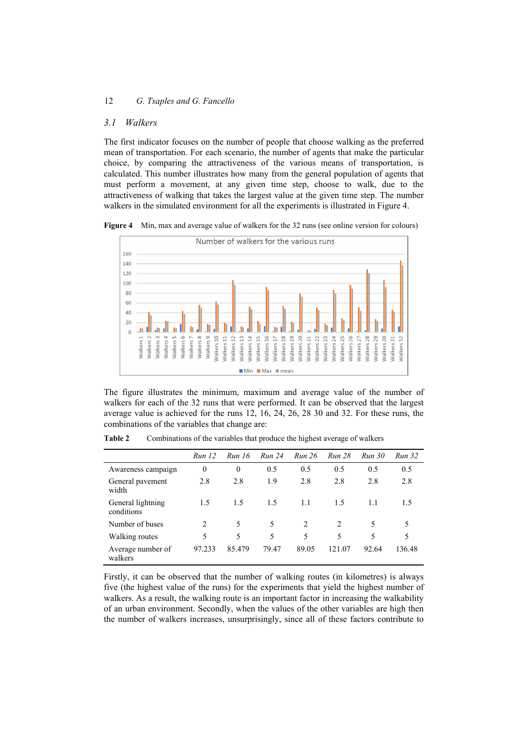### 3.1 Walkers

The first indicator focuses on the number of people that choose walking as the preferred mean of transportation. For each scenario, the number of agents that make the particular choice, by comparing the attractiveness of the various means of transportation, is calculated. This number illustrates how many from the general population of agents that must perform a movement, at any given time step, choose to walk, due to the attractiveness of walking that takes the largest value at the given time step. The number walkers in the simulated environment for all the experiments is illustrated in Figure 4.

**Figure 4** Min, max and average value of walkers for the 32 runs (see online version for colours)

The figure illustrates the minimum, maximum and average value of the number of walkers for each of the 32 runs that were performed. It can be observed that the largest average value is achieved for the runs 12, 16, 24, 26, 28 30 and 32. For these runs, the combinations of the variables that change are:

**Table 2** Combinations of the variables that produce the highest average of walkers

| | *Run 12* | *Run 16* | *Run 24* | *Run 26* | *Run 28* | *Run 30* | *Run 32* |
|---|---|---|---|---|---|---|---|
| Awareness campaign | 0 | 0 | 0.5 | 0.5 | 0.5 | 0.5 | 0.5 |
| General pavement width | 2.8 | 2.8 | 1.9 | 2.8 | 2.8 | 2.8 | 2.8 |
| General lightning conditions | 1.5 | 1.5 | 1.5 | 1.1 | 1.5 | 1.1 | 1.5 |
| Number of buses | 2 | 5 | 5 | 2 | 2 | 5 | 5 |
| Walking routes | 5 | 5 | 5 | 5 | 5 | 5 | 5 |
| Average number of walkers | 97.233 | 85.479 | 79.47 | 89.05 | 121.07 | 92.64 | 136.48 |

Firstly, it can be observed that the number of walking routes (in kilometres) is always five (the highest value of the runs) for the experiments that yield the highest number of walkers. As a result, the walking route is an important factor in increasing the walkability of an urban environment. Secondly, when the values of the other variables are high then the number of walkers increases, unsurprisingly, since all of these factors contribute to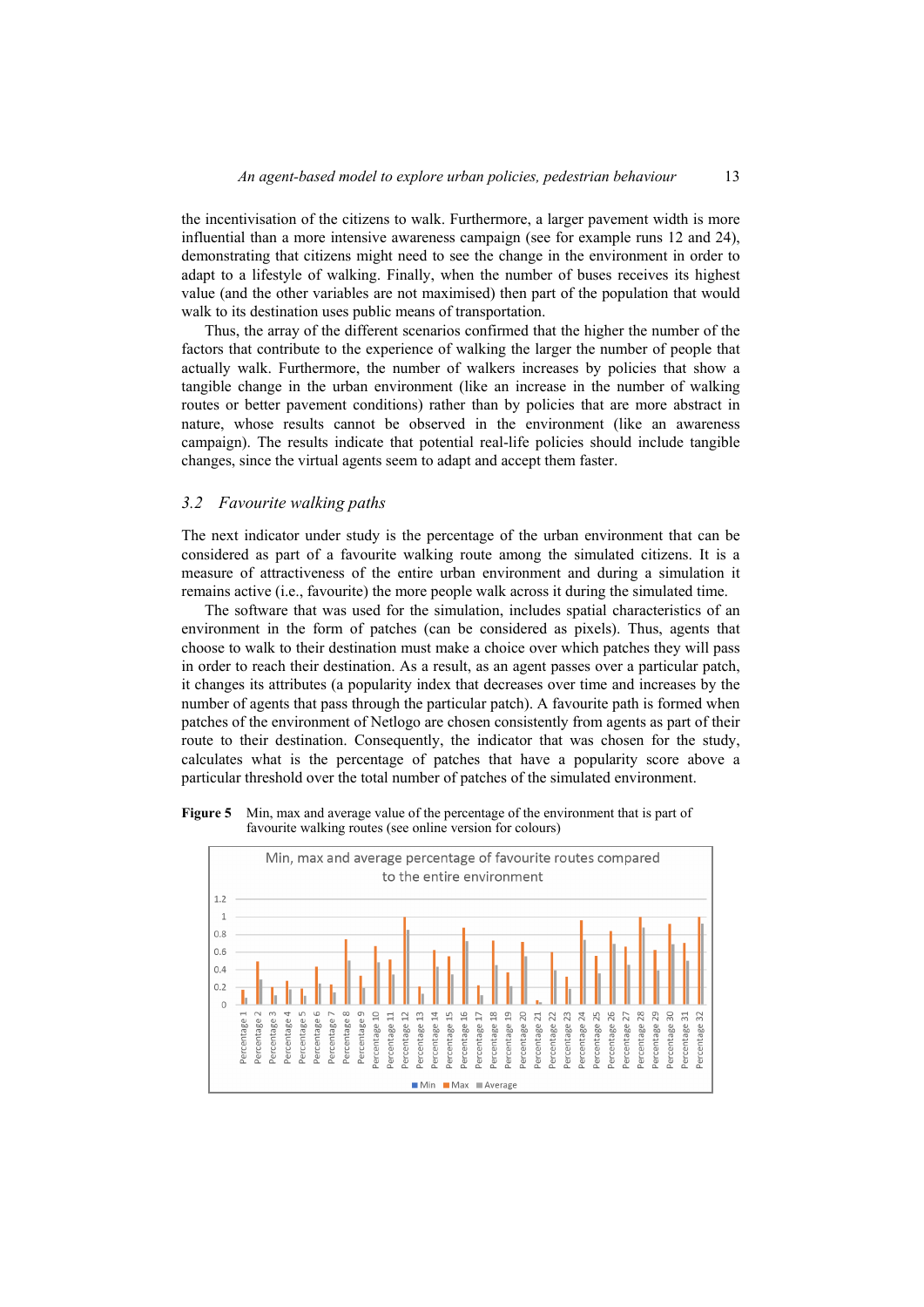the incentivisation of the citizens to walk. Furthermore, a larger pavement width is more influential than a more intensive awareness campaign (see for example runs 12 and 24), demonstrating that citizens might need to see the change in the environment in order to adapt to a lifestyle of walking. Finally, when the number of buses receives its highest value (and the other variables are not maximised) then part of the population that would walk to its destination uses public means of transportation.

Thus, the array of the different scenarios confirmed that the higher the number of the factors that contribute to the experience of walking the larger the number of people that actually walk. Furthermore, the number of walkers increases by policies that show a tangible change in the urban environment (like an increase in the number of walking routes or better pavement conditions) rather than by policies that are more abstract in nature, whose results cannot be observed in the environment (like an awareness campaign). The results indicate that potential real-life policies should include tangible changes, since the virtual agents seem to adapt and accept them faster.

### 3.2 *Favourite walking paths*

The next indicator under study is the percentage of the urban environment that can be considered as part of a favourite walking route among the simulated citizens. It is a measure of attractiveness of the entire urban environment and during a simulation it remains active (i.e., favourite) the more people walk across it during the simulated time.

The software that was used for the simulation, includes spatial characteristics of an environment in the form of patches (can be considered as pixels). Thus, agents that choose to walk to their destination must make a choice over which patches they will pass in order to reach their destination. As a result, as an agent passes over a particular patch, it changes its attributes (a popularity index that decreases over time and increases by the number of agents that pass through the particular patch). A favourite path is formed when patches of the environment of Netlogo are chosen consistently from agents as part of their route to their destination. Consequently, the indicator that was chosen for the study, calculates what is the percentage of patches that have a popularity score above a particular threshold over the total number of patches of the simulated environment.

**Figure 5** Min, max and average value of the percentage of the environment that is part of favourite walking routes (see online version for colours)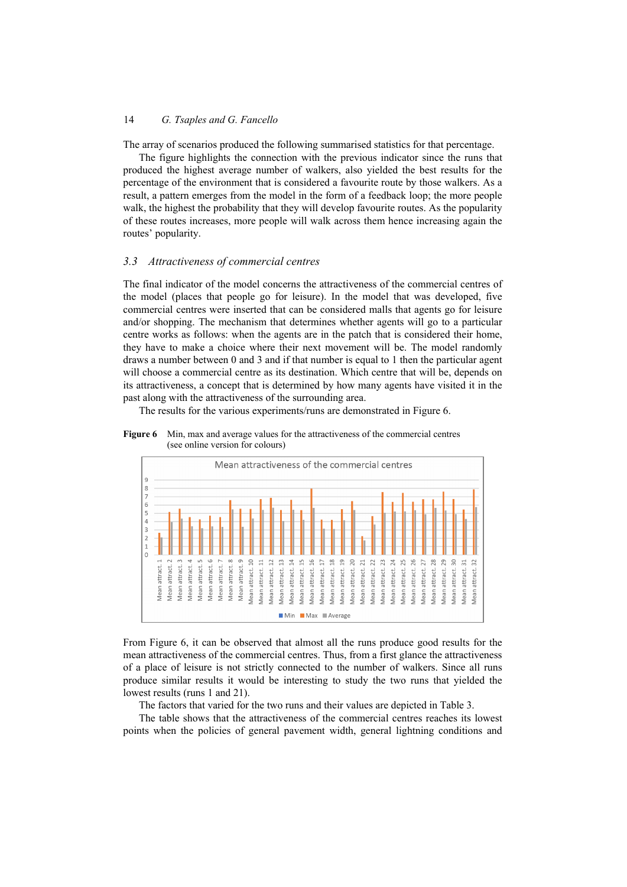The array of scenarios produced the following summarised statistics for that percentage.

The figure highlights the connection with the previous indicator since the runs that produced the highest average number of walkers, also yielded the best results for the percentage of the environment that is considered a favourite route by those walkers. As a result, a pattern emerges from the model in the form of a feedback loop; the more people walk, the highest the probability that they will develop favourite routes. As the popularity of these routes increases, more people will walk across them hence increasing again the routes' popularity.

### 3.3 *Attractiveness of commercial centres*

The final indicator of the model concerns the attractiveness of the commercial centres of the model (places that people go for leisure). In the model that was developed, five commercial centres were inserted that can be considered malls that agents go for leisure and/or shopping. The mechanism that determines whether agents will go to a particular centre works as follows: when the agents are in the patch that is considered their home, they have to make a choice where their next movement will be. The model randomly draws a number between 0 and 3 and if that number is equal to 1 then the particular agent will choose a commercial centre as its destination. Which centre that will be, depends on its attractiveness, a concept that is determined by how many agents have visited it in the past along with the attractiveness of the surrounding area.

The results for the various experiments/runs are demonstrated in Figure 6.

**Figure 6** Min, max and average values for the attractiveness of the commercial centres (see online version for colours)

From Figure 6, it can be observed that almost all the runs produce good results for the mean attractiveness of the commercial centres. Thus, from a first glance the attractiveness of a place of leisure is not strictly connected to the number of walkers. Since all runs produce similar results it would be interesting to study the two runs that yielded the lowest results (runs 1 and 21).

The factors that varied for the two runs and their values are depicted in Table 3.

The table shows that the attractiveness of the commercial centres reaches its lowest points when the policies of general pavement width, general lightning conditions and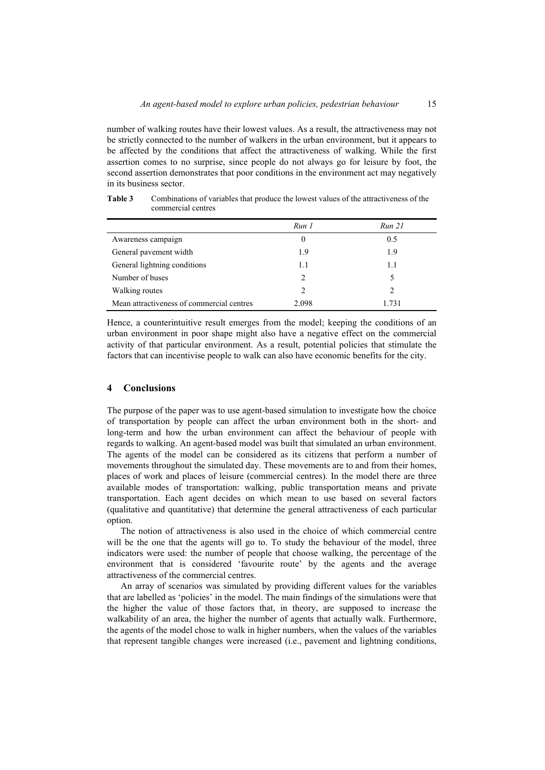number of walking routes have their lowest values. As a result, the attractiveness may not be strictly connected to the number of walkers in the urban environment, but it appears to be affected by the conditions that affect the attractiveness of walking. While the first assertion comes to no surprise, since people do not always go for leisure by foot, the second assertion demonstrates that poor conditions in the environment act may negatively in its business sector.

**Table 3** Combinations of variables that produce the lowest values of the attractiveness of the commercial centres

| | *Run 1* | *Run 21* |
|---|---|---|
| Awareness campaign | 0 | 0.5 |
| General pavement width | 1.9 | 1.9 |
| General lightning conditions | 1.1 | 1.1 |
| Number of buses | 2 | 5 |
| Walking routes | 2 | 2 |
| Mean attractiveness of commercial centres | 2.098 | 1.731 |

Hence, a counterintuitive result emerges from the model; keeping the conditions of an urban environment in poor shape might also have a negative effect on the commercial activity of that particular environment. As a result, potential policies that stimulate the factors that can incentivise people to walk can also have economic benefits for the city.

## 4 Conclusions

The purpose of the paper was to use agent-based simulation to investigate how the choice of transportation by people can affect the urban environment both in the short- and long-term and how the urban environment can affect the behaviour of people with regards to walking. An agent-based model was built that simulated an urban environment. The agents of the model can be considered as its citizens that perform a number of movements throughout the simulated day. These movements are to and from their homes, places of work and places of leisure (commercial centres). In the model there are three available modes of transportation: walking, public transportation means and private transportation. Each agent decides on which mean to use based on several factors (qualitative and quantitative) that determine the general attractiveness of each particular option.

The notion of attractiveness is also used in the choice of which commercial centre will be the one that the agents will go to. To study the behaviour of the model, three indicators were used: the number of people that choose walking, the percentage of the environment that is considered 'favourite route' by the agents and the average attractiveness of the commercial centres.

An array of scenarios was simulated by providing different values for the variables that are labelled as 'policies' in the model. The main findings of the simulations were that the higher the value of those factors that, in theory, are supposed to increase the walkability of an area, the higher the number of agents that actually walk. Furthermore, the agents of the model chose to walk in higher numbers, when the values of the variables that represent tangible changes were increased (i.e., pavement and lightning conditions,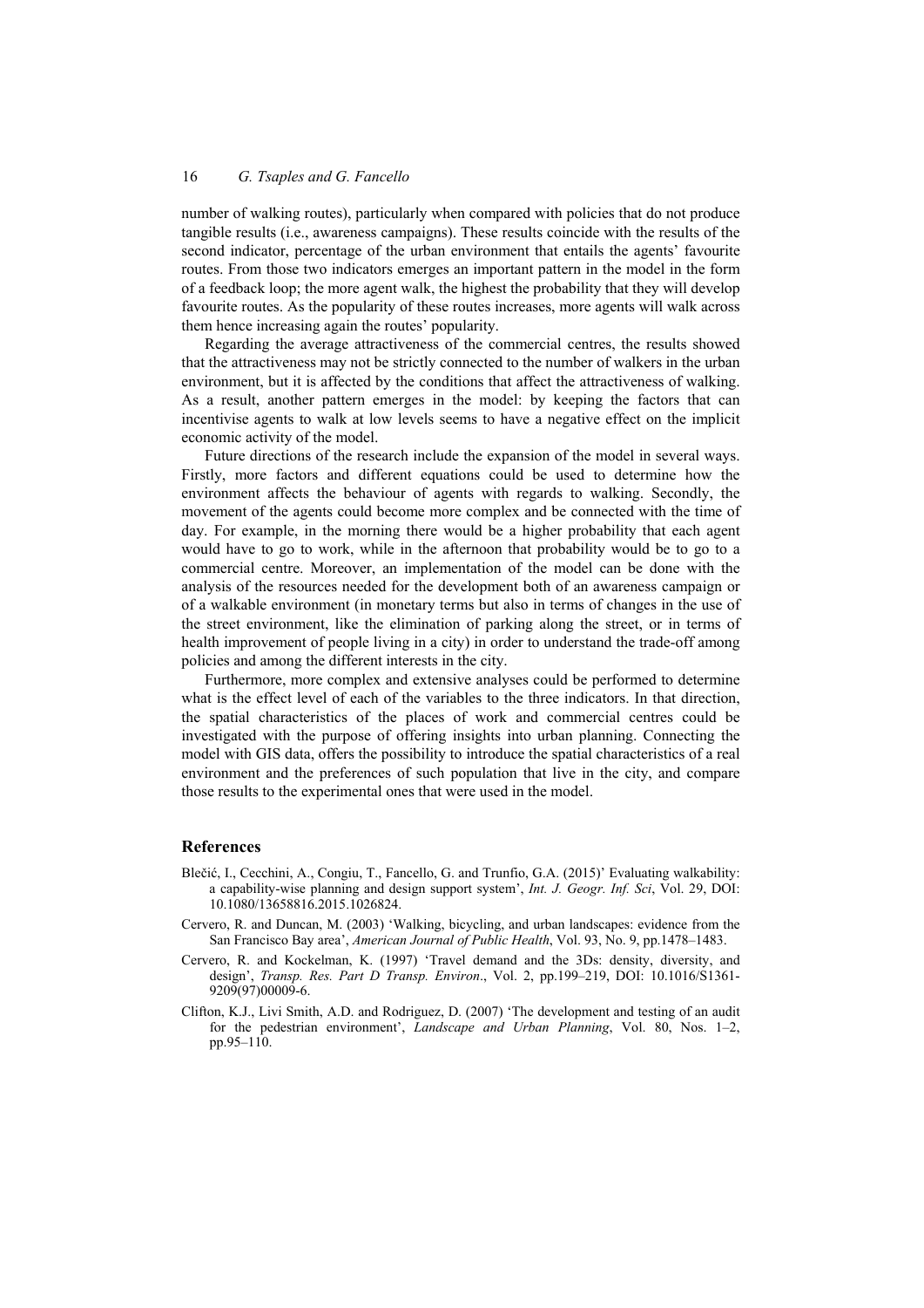number of walking routes), particularly when compared with policies that do not produce tangible results (i.e., awareness campaigns). These results coincide with the results of the second indicator, percentage of the urban environment that entails the agents' favourite routes. From those two indicators emerges an important pattern in the model in the form of a feedback loop; the more agent walk, the highest the probability that they will develop favourite routes. As the popularity of these routes increases, more agents will walk across them hence increasing again the routes' popularity.

Regarding the average attractiveness of the commercial centres, the results showed that the attractiveness may not be strictly connected to the number of walkers in the urban environment, but it is affected by the conditions that affect the attractiveness of walking. As a result, another pattern emerges in the model: by keeping the factors that can incentivise agents to walk at low levels seems to have a negative effect on the implicit economic activity of the model.

Future directions of the research include the expansion of the model in several ways. Firstly, more factors and different equations could be used to determine how the environment affects the behaviour of agents with regards to walking. Secondly, the movement of the agents could become more complex and be connected with the time of day. For example, in the morning there would be a higher probability that each agent would have to go to work, while in the afternoon that probability would be to go to a commercial centre. Moreover, an implementation of the model can be done with the analysis of the resources needed for the development both of an awareness campaign or of a walkable environment (in monetary terms but also in terms of changes in the use of the street environment, like the elimination of parking along the street, or in terms of health improvement of people living in a city) in order to understand the trade-off among policies and among the different interests in the city.

Furthermore, more complex and extensive analyses could be performed to determine what is the effect level of each of the variables to the three indicators. In that direction, the spatial characteristics of the places of work and commercial centres could be investigated with the purpose of offering insights into urban planning. Connecting the model with GIS data, offers the possibility to introduce the spatial characteristics of a real environment and the preferences of such population that live in the city, and compare those results to the experimental ones that were used in the model.

## References

Blečić, I., Cecchini, A., Congiu, T., Fancello, G. and Trunfio, G.A. (2015)' Evaluating walkability: a capability-wise planning and design support system', *Int. J. Geogr. Inf. Sci*, Vol. 29, DOI: 10.1080/13658816.2015.1026824.

Cervero, R. and Duncan, M. (2003) 'Walking, bicycling, and urban landscapes: evidence from the San Francisco Bay area', *American Journal of Public Health*, Vol. 93, No. 9, pp.1478–1483.

Cervero, R. and Kockelman, K. (1997) 'Travel demand and the 3Ds: density, diversity, and design', *Transp. Res. Part D Transp. Environ*., Vol. 2, pp.199–219, DOI: 10.1016/S1361-9209(97)00009-6.

Clifton, K.J., Livi Smith, A.D. and Rodriguez, D. (2007) 'The development and testing of an audit for the pedestrian environment', *Landscape and Urban Planning*, Vol. 80, Nos. 1–2, pp.95–110.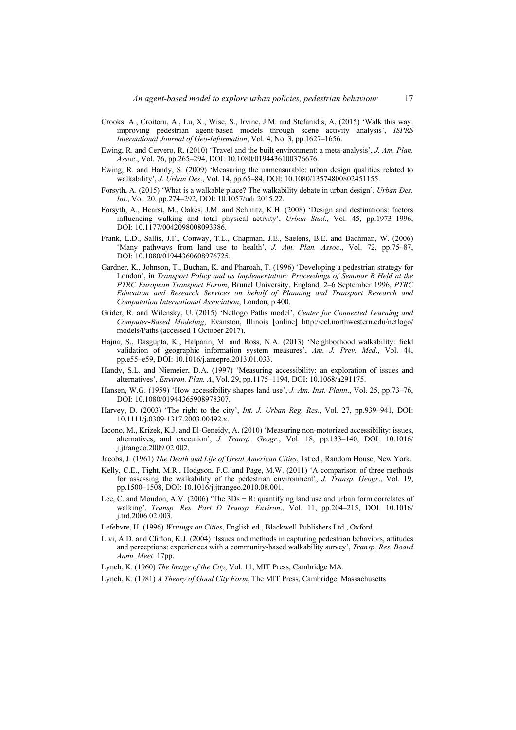Crooks, A., Croitoru, A., Lu, X., Wise, S., Irvine, J.M. and Stefanidis, A. (2015) 'Walk this way: improving pedestrian agent-based models through scene activity analysis', *ISPRS International Journal of Geo-Information*, Vol. 4, No. 3, pp.1627–1656.

Ewing, R. and Cervero, R. (2010) 'Travel and the built environment: a meta-analysis', *J. Am. Plan. Assoc*., Vol. 76, pp.265–294, DOI: 10.1080/01944361003766766.

Ewing, R. and Handy, S. (2009) 'Measuring the unmeasurable: urban design qualities related to walkability', *J. Urban Des*., Vol. 14, pp.65–84, DOI: 10.1080/13574800802451155.

Forsyth, A. (2015) 'What is a walkable place? The walkability debate in urban design', *Urban Des. Int*., Vol. 20, pp.274–292, DOI: 10.1057/udi.2015.22.

Forsyth, A., Hearst, M., Oakes, J.M. and Schmitz, K.H. (2008) 'Design and destinations: factors influencing walking and total physical activity', *Urban Stud*., Vol. 45, pp.1973–1996, DOI: 10.1177/0042098008093386.

Frank, L.D., Sallis, J.F., Conway, T.L., Chapman, J.E., Saelens, B.E. and Bachman, W. (2006) 'Many pathways from land use to health', *J. Am. Plan. Assoc*., Vol. 72, pp.75–87, DOI: 10.1080/01944360608976725.

Gardner, K., Johnson, T., Buchan, K. and Pharoah, T. (1996) 'Developing a pedestrian strategy for London', in *Transport Policy and its Implementation: Proceedings of Seminar B Held at the PTRC European Transport Forum*, Brunel University, England, 2–6 September 1996, *PTRC Education and Research Services on behalf of Planning and Transport Research and Computation International Association*, London, p.400.

Grider, R. and Wilensky, U. (2015) 'Netlogo Paths model', *Center for Connected Learning and Computer-Based Modeling*, Evanston, Illinois [online] http://ccl.northwestern.edu/netlogo/models/Paths (accessed 1 October 2017).

Hajna, S., Dasgupta, K., Halparin, M. and Ross, N.A. (2013) 'Neighborhood walkability: field validation of geographic information system measures', *Am. J. Prev. Med*., Vol. 44, pp.e55–e59, DOI: 10.1016/j.amepre.2013.01.033.

Handy, S.L. and Niemeier, D.A. (1997) 'Measuring accessibility: an exploration of issues and alternatives', *Environ. Plan. A*, Vol. 29, pp.1175–1194, DOI: 10.1068/a291175.

Hansen, W.G. (1959) 'How accessibility shapes land use', *J. Am. Inst. Plann*., Vol. 25, pp.73–76, DOI: 10.1080/01944365908978307.

Harvey, D. (2003) 'The right to the city', *Int. J. Urban Reg. Res*., Vol. 27, pp.939–941, DOI: 10.1111/j.0309-1317.2003.00492.x.

Iacono, M., Krizek, K.J. and El-Geneidy, A. (2010) 'Measuring non-motorized accessibility: issues, alternatives, and execution', *J. Transp. Geogr*., Vol. 18, pp.133–140, DOI: 10.1016/j.jtrangeo.2009.02.002.

Jacobs, J. (1961) *The Death and Life of Great American Cities*, 1st ed., Random House, New York.

Kelly, C.E., Tight, M.R., Hodgson, F.C. and Page, M.W. (2011) 'A comparison of three methods for assessing the walkability of the pedestrian environment', *J. Transp. Geogr*., Vol. 19, pp.1500–1508, DOI: 10.1016/j.jtrangeo.2010.08.001.

Lee, C. and Moudon, A.V. (2006) 'The 3Ds + R: quantifying land use and urban form correlates of walking', *Transp. Res. Part D Transp. Environ*., Vol. 11, pp.204–215, DOI: 10.1016/j.trd.2006.02.003.

Lefebvre, H. (1996) *Writings on Cities*, English ed., Blackwell Publishers Ltd., Oxford.

Livi, A.D. and Clifton, K.J. (2004) 'Issues and methods in capturing pedestrian behaviors, attitudes and perceptions: experiences with a community-based walkability survey', *Transp. Res. Board Annu. Meet*. 17pp.

Lynch, K. (1960) *The Image of the City*, Vol. 11, MIT Press, Cambridge MA.

Lynch, K. (1981) *A Theory of Good City Form*, The MIT Press, Cambridge, Massachusetts.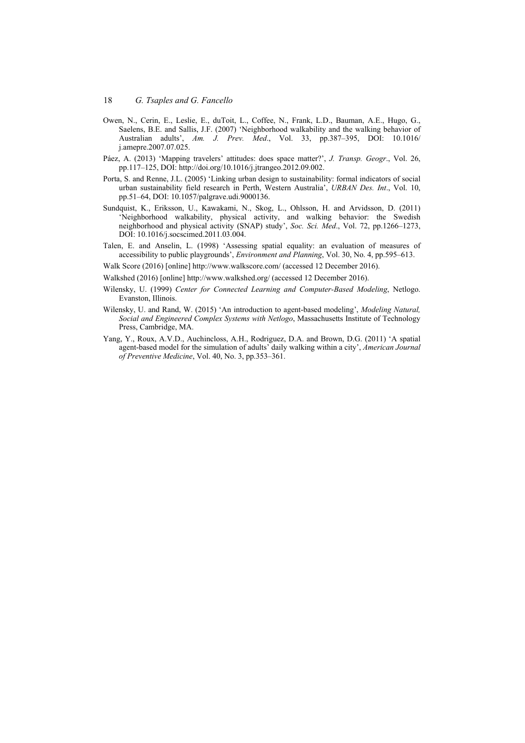Owen, N., Cerin, E., Leslie, E., duToit, L., Coffee, N., Frank, L.D., Bauman, A.E., Hugo, G., Saelens, B.E. and Sallis, J.F. (2007) 'Neighborhood walkability and the walking behavior of Australian adults', *Am. J. Prev. Med*., Vol. 33, pp.387–395, DOI: 10.1016/j.amepre.2007.07.025.

Páez, A. (2013) 'Mapping travelers' attitudes: does space matter?', *J. Transp. Geogr*., Vol. 26, pp.117–125, DOI: http://doi.org/10.1016/j.jtrangeo.2012.09.002.

Porta, S. and Renne, J.L. (2005) 'Linking urban design to sustainability: formal indicators of social urban sustainability field research in Perth, Western Australia', *URBAN Des. Int*., Vol. 10, pp.51–64, DOI: 10.1057/palgrave.udi.9000136.

Sundquist, K., Eriksson, U., Kawakami, N., Skog, L., Ohlsson, H. and Arvidsson, D. (2011) 'Neighborhood walkability, physical activity, and walking behavior: the Swedish neighborhood and physical activity (SNAP) study', *Soc. Sci. Med*., Vol. 72, pp.1266–1273, DOI: 10.1016/j.socscimed.2011.03.004.

Talen, E. and Anselin, L. (1998) 'Assessing spatial equality: an evaluation of measures of accessibility to public playgrounds', *Environment and Planning*, Vol. 30, No. 4, pp.595–613.

Walk Score (2016) [online] http://www.walkscore.com/ (accessed 12 December 2016).

Walkshed (2016) [online] http://www.walkshed.org/ (accessed 12 December 2016).

Wilensky, U. (1999) *Center for Connected Learning and Computer-Based Modeling*, Netlogo. Evanston, Illinois.

Wilensky, U. and Rand, W. (2015) 'An introduction to agent-based modeling', *Modeling Natural, Social and Engineered Complex Systems with Netlogo*, Massachusetts Institute of Technology Press, Cambridge, MA.

Yang, Y., Roux, A.V.D., Auchincloss, A.H., Rodriguez, D.A. and Brown, D.G. (2011) 'A spatial agent-based model for the simulation of adults' daily walking within a city', *American Journal of Preventive Medicine*, Vol. 40, No. 3, pp.353–361.